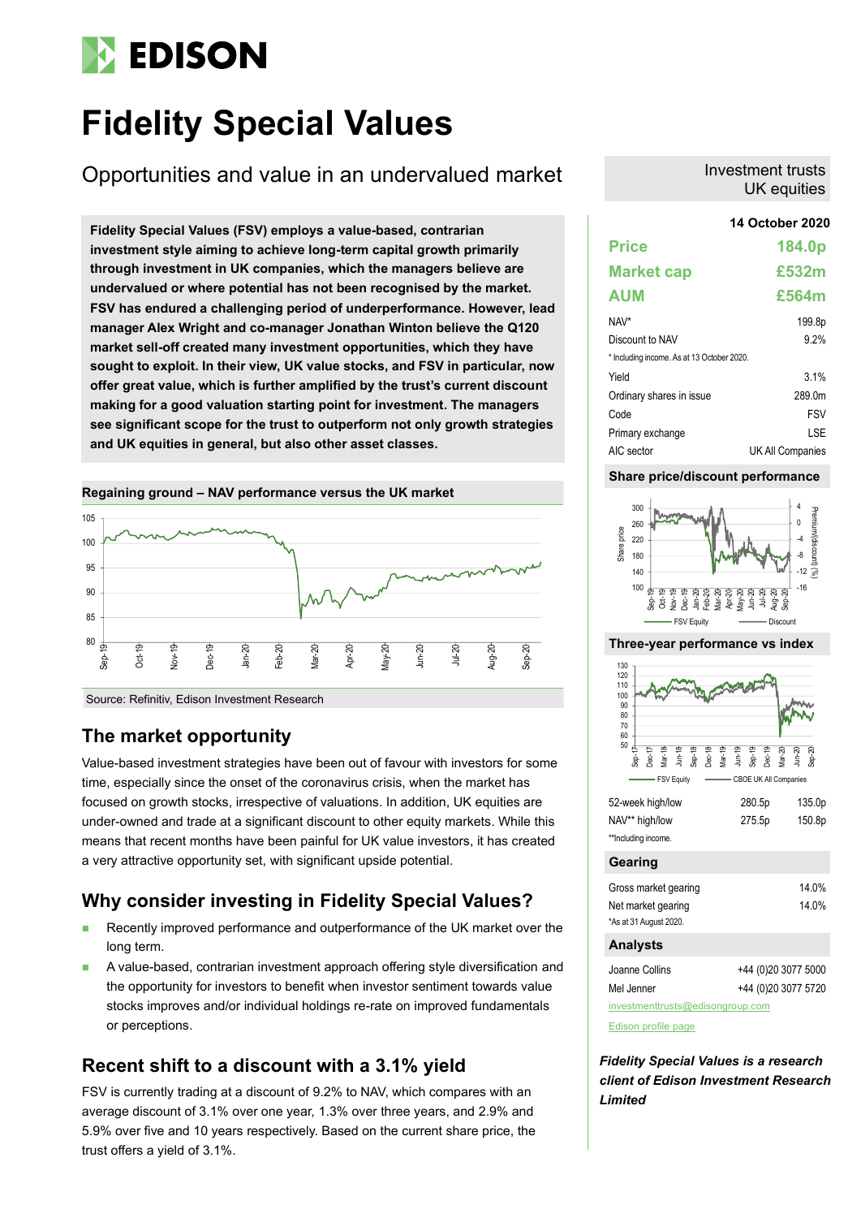# Fidelity Special Values

## Opportunities and value in an undervalued market

Investment trusts
UK equities

**14 October 2020**

**Fidelity Special Values (FSV) employs a value-based, contrarian investment style aiming to achieve long-term capital growth primarily through investment in UK companies, which the managers believe are undervalued or where potential has not been recognised by the market. FSV has endured a challenging period of underperformance. However, lead manager Alex Wright and co-manager Jonathan Winton believe the Q120 market sell-off created many investment opportunities, which they have sought to exploit. In their view, UK value stocks, and FSV in particular, now offer great value, which is further amplified by the trust's current discount making for a good valuation starting point for investment. The managers see significant scope for the trust to outperform not only growth strategies and UK equities in general, but also other asset classes.**

**Regaining ground – NAV performance versus the UK market**

Source: Refinitiv, Edison Investment Research

## The market opportunity

Value-based investment strategies have been out of favour with investors for some time, especially since the onset of the coronavirus crisis, when the market has focused on growth stocks, irrespective of valuations. In addition, UK equities are under-owned and trade at a significant discount to other equity markets. While this means that recent months have been painful for UK value investors, it has created a very attractive opportunity set, with significant upside potential.

## Why consider investing in Fidelity Special Values?

- Recently improved performance and outperformance of the UK market over the long term.
- A value-based, contrarian investment approach offering style diversification and the opportunity for investors to benefit when investor sentiment towards value stocks improves and/or individual holdings re-rate on improved fundamentals or perceptions.

## Recent shift to a discount with a 3.1% yield

FSV is currently trading at a discount of 9.2% to NAV, which compares with an average discount of 3.1% over one year, 1.3% over three years, and 2.9% and 5.9% over five and 10 years respectively. Based on the current share price, the trust offers a yield of 3.1%.

| | |
|---|---|
| **Price** | **184.0p** |
| **Market cap** | **£532m** |
| **AUM** | **£564m** |
| NAV* | 199.8p |
| Discount to NAV | 9.2% |

\* Including income. As at 13 October 2020.

| | |
|---|---|
| Yield | 3.1% |
| Ordinary shares in issue | 289.0m |
| Code | FSV |
| Primary exchange | LSE |
| AIC sector | UK All Companies |

**Share price/discount performance**

**Three-year performance vs index**

| | | |
|---|---|---|
| 52-week high/low | 280.5p | 135.0p |
| NAV** high/low | 275.5p | 150.8p |

\*\*Including income.

**Gearing**

| | |
|---|---|
| Gross market gearing | 14.0% |
| Net market gearing | 14.0% |

\*As at 31 August 2020.

**Analysts**

| | |
|---|---|
| Joanne Collins | +44 (0)20 3077 5000 |
| Mel Jenner | +44 (0)20 3077 5720 |

investmenttrusts@edisongroup.com

Edison profile page

***Fidelity Special Values is a research client of Edison Investment Research Limited***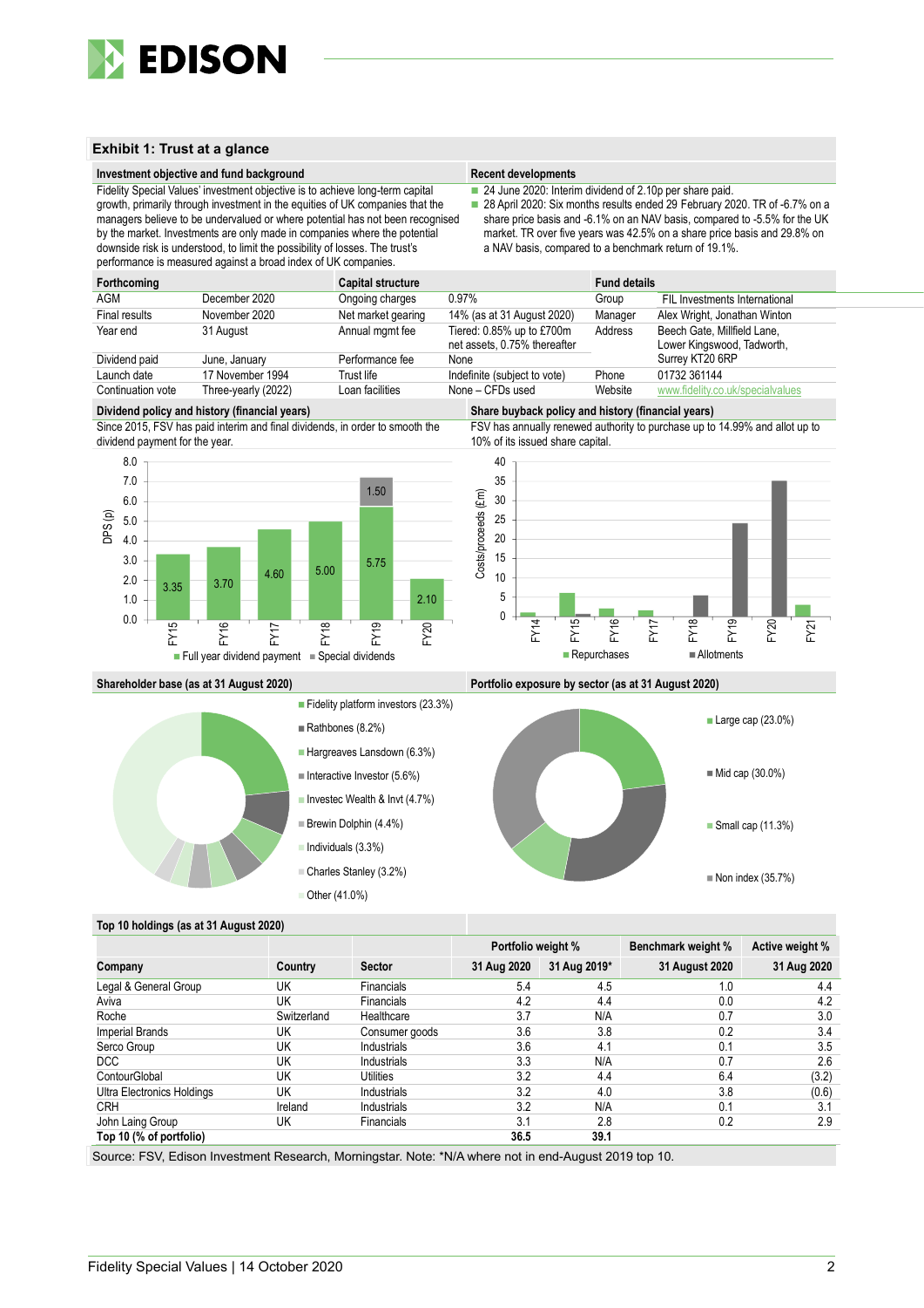## Exhibit 1: Trust at a glance

### Investment objective and fund background

Fidelity Special Values' investment objective is to achieve long-term capital growth, primarily through investment in the equities of UK companies that the managers believe to be undervalued or where potential has not been recognised by the market. Investments are only made in companies where the potential downside risk is understood, to limit the possibility of losses. The trust's performance is measured against a broad index of UK companies.

### Recent developments

- 24 June 2020: Interim dividend of 2.10p per share paid.
- 28 April 2020: Six months results ended 29 February 2020. TR of -6.7% on a share price basis and -6.1% on an NAV basis, compared to -5.5% for the UK market. TR over five years was 42.5% on a share price basis and 29.8% on a NAV basis, compared to a benchmark return of 19.1%.

| Forthcoming | | Capital structure | | Fund details | |
|---|---|---|---|---|---|
| AGM | December 2020 | Ongoing charges | 0.97% | Group | FIL Investments International |
| Final results | November 2020 | Net market gearing | 14% (as at 31 August 2020) | Manager | Alex Wright, Jonathan Winton |
| Year end | 31 August | Annual mgmt fee | Tiered: 0.85% up to £700m net assets, 0.75% thereafter | Address | Beech Gate, Millfield Lane, Lower Kingswood, Tadworth, Surrey KT20 6RP |
| Dividend paid | June, January | Performance fee | None | | |
| Launch date | 17 November 1994 | Trust life | Indefinite (subject to vote) | Phone | 01732 361144 |
| Continuation vote | Three-yearly (2022) | Loan facilities | None – CFDs used | Website | www.fidelity.co.uk/specialvalues |

### Dividend policy and history (financial years)

Since 2015, FSV has paid interim and final dividends, in order to smooth the dividend payment for the year.

| DPS (p) | FY15 | FY16 | FY17 | FY18 | FY19 | FY20 |
|---|---|---|---|---|---|---|
| Full year dividend payment | 3.35 | 3.70 | 4.60 | 5.00 | 5.75 | 2.10 |
| Special dividends | | | | | 1.50 | |

### Share buyback policy and history (financial years)

FSV has annually renewed authority to purchase up to 14.99% and allot up to 10% of its issued share capital.

Chart: Costs/proceeds (£m), FY14–FY21 – Repurchases; Allotments

### Shareholder base (as at 31 August 2020)

- Fidelity platform investors (23.3%)
- Rathbones (8.2%)
- Hargreaves Lansdown (6.3%)
- Interactive Investor (5.6%)
- Investec Wealth & Invt (4.7%)
- Brewin Dolphin (4.4%)
- Individuals (3.3%)
- Charles Stanley (3.2%)
- Other (41.0%)

### Portfolio exposure by sector (as at 31 August 2020)

- Large cap (23.0%)
- Mid cap (30.0%)
- Small cap (11.3%)
- Non index (35.7%)

### Top 10 holdings (as at 31 August 2020)

| | | | Portfolio weight % | | Benchmark weight % | Active weight % |
|---|---|---|---|---|---|---|
| Company | Country | Sector | 31 Aug 2020 | 31 Aug 2019* | 31 August 2020 | 31 Aug 2020 |
| Legal & General Group | UK | Financials | 5.4 | 4.5 | 1.0 | 4.4 |
| Aviva | UK | Financials | 4.2 | 4.4 | 0.0 | 4.2 |
| Roche | Switzerland | Healthcare | 3.7 | N/A | 0.7 | 3.0 |
| Imperial Brands | UK | Consumer goods | 3.6 | 3.8 | 0.2 | 3.4 |
| Serco Group | UK | Industrials | 3.6 | 4.1 | 0.1 | 3.5 |
| DCC | UK | Industrials | 3.3 | N/A | 0.7 | 2.6 |
| ContourGlobal | UK | Utilities | 3.2 | 4.4 | 6.4 | (3.2) |
| Ultra Electronics Holdings | UK | Industrials | 3.2 | 4.0 | 3.8 | (0.6) |
| CRH | Ireland | Industrials | 3.2 | N/A | 0.1 | 3.1 |
| John Laing Group | UK | Financials | 3.1 | 2.8 | 0.2 | 2.9 |
| **Top 10 (% of portfolio)** | | | **36.5** | **39.1** | | |

Source: FSV, Edison Investment Research, Morningstar. Note: *N/A where not in end-August 2019 top 10.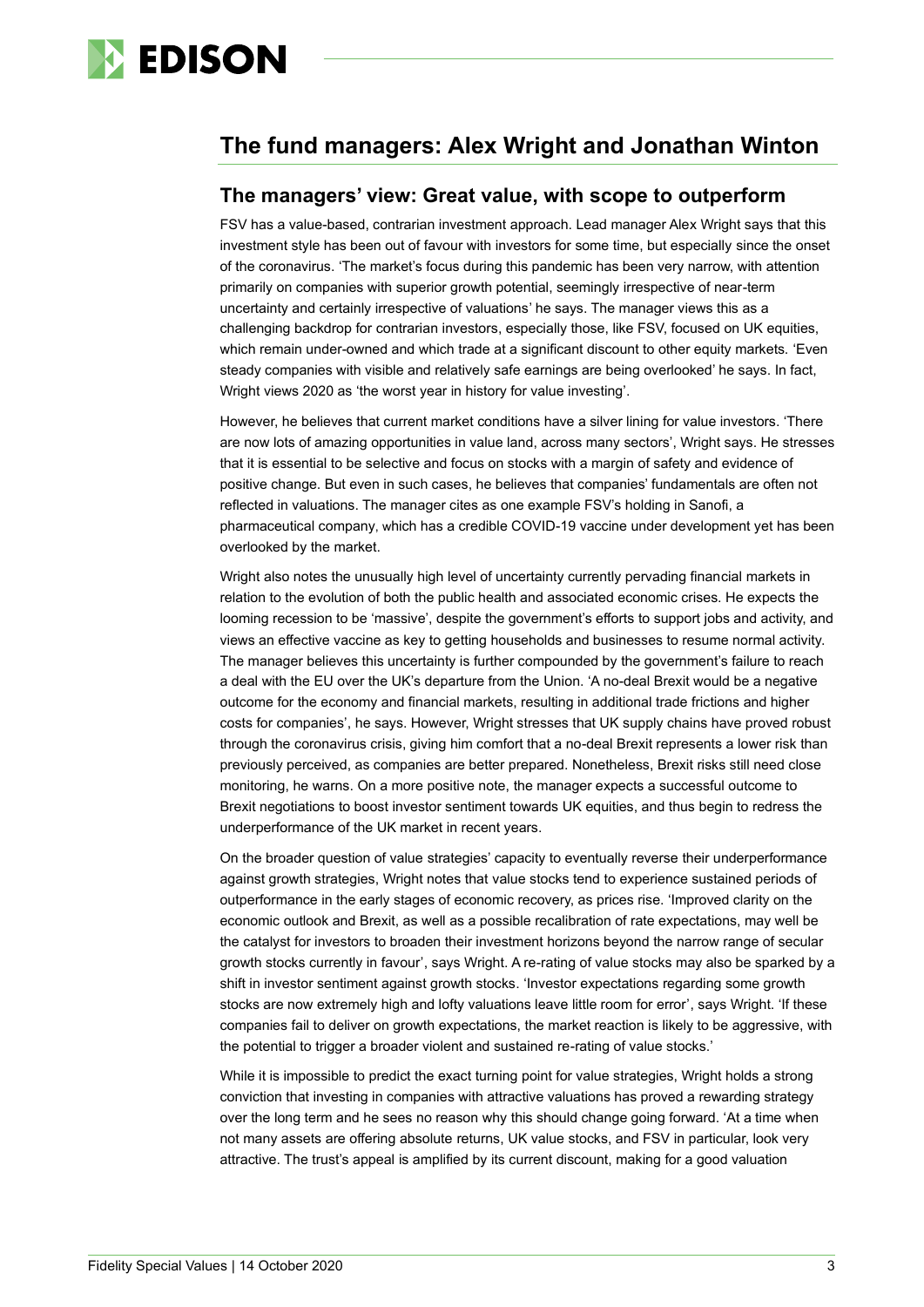## The fund managers: Alex Wright and Jonathan Winton

### The managers' view: Great value, with scope to outperform

FSV has a value-based, contrarian investment approach. Lead manager Alex Wright says that this investment style has been out of favour with investors for some time, but especially since the onset of the coronavirus. 'The market's focus during this pandemic has been very narrow, with attention primarily on companies with superior growth potential, seemingly irrespective of near-term uncertainty and certainly irrespective of valuations' he says. The manager views this as a challenging backdrop for contrarian investors, especially those, like FSV, focused on UK equities, which remain under-owned and which trade at a significant discount to other equity markets. 'Even steady companies with visible and relatively safe earnings are being overlooked' he says. In fact, Wright views 2020 as 'the worst year in history for value investing'.

However, he believes that current market conditions have a silver lining for value investors. 'There are now lots of amazing opportunities in value land, across many sectors', Wright says. He stresses that it is essential to be selective and focus on stocks with a margin of safety and evidence of positive change. But even in such cases, he believes that companies' fundamentals are often not reflected in valuations. The manager cites as one example FSV's holding in Sanofi, a pharmaceutical company, which has a credible COVID-19 vaccine under development yet has been overlooked by the market.

Wright also notes the unusually high level of uncertainty currently pervading financial markets in relation to the evolution of both the public health and associated economic crises. He expects the looming recession to be 'massive', despite the government's efforts to support jobs and activity, and views an effective vaccine as key to getting households and businesses to resume normal activity. The manager believes this uncertainty is further compounded by the government's failure to reach a deal with the EU over the UK's departure from the Union. 'A no-deal Brexit would be a negative outcome for the economy and financial markets, resulting in additional trade frictions and higher costs for companies', he says. However, Wright stresses that UK supply chains have proved robust through the coronavirus crisis, giving him comfort that a no-deal Brexit represents a lower risk than previously perceived, as companies are better prepared. Nonetheless, Brexit risks still need close monitoring, he warns. On a more positive note, the manager expects a successful outcome to Brexit negotiations to boost investor sentiment towards UK equities, and thus begin to redress the underperformance of the UK market in recent years.

On the broader question of value strategies' capacity to eventually reverse their underperformance against growth strategies, Wright notes that value stocks tend to experience sustained periods of outperformance in the early stages of economic recovery, as prices rise. 'Improved clarity on the economic outlook and Brexit, as well as a possible recalibration of rate expectations, may well be the catalyst for investors to broaden their investment horizons beyond the narrow range of secular growth stocks currently in favour', says Wright. A re-rating of value stocks may also be sparked by a shift in investor sentiment against growth stocks. 'Investor expectations regarding some growth stocks are now extremely high and lofty valuations leave little room for error', says Wright. 'If these companies fail to deliver on growth expectations, the market reaction is likely to be aggressive, with the potential to trigger a broader violent and sustained re-rating of value stocks.'

While it is impossible to predict the exact turning point for value strategies, Wright holds a strong conviction that investing in companies with attractive valuations has proved a rewarding strategy over the long term and he sees no reason why this should change going forward. 'At a time when not many assets are offering absolute returns, UK value stocks, and FSV in particular, look very attractive. The trust's appeal is amplified by its current discount, making for a good valuation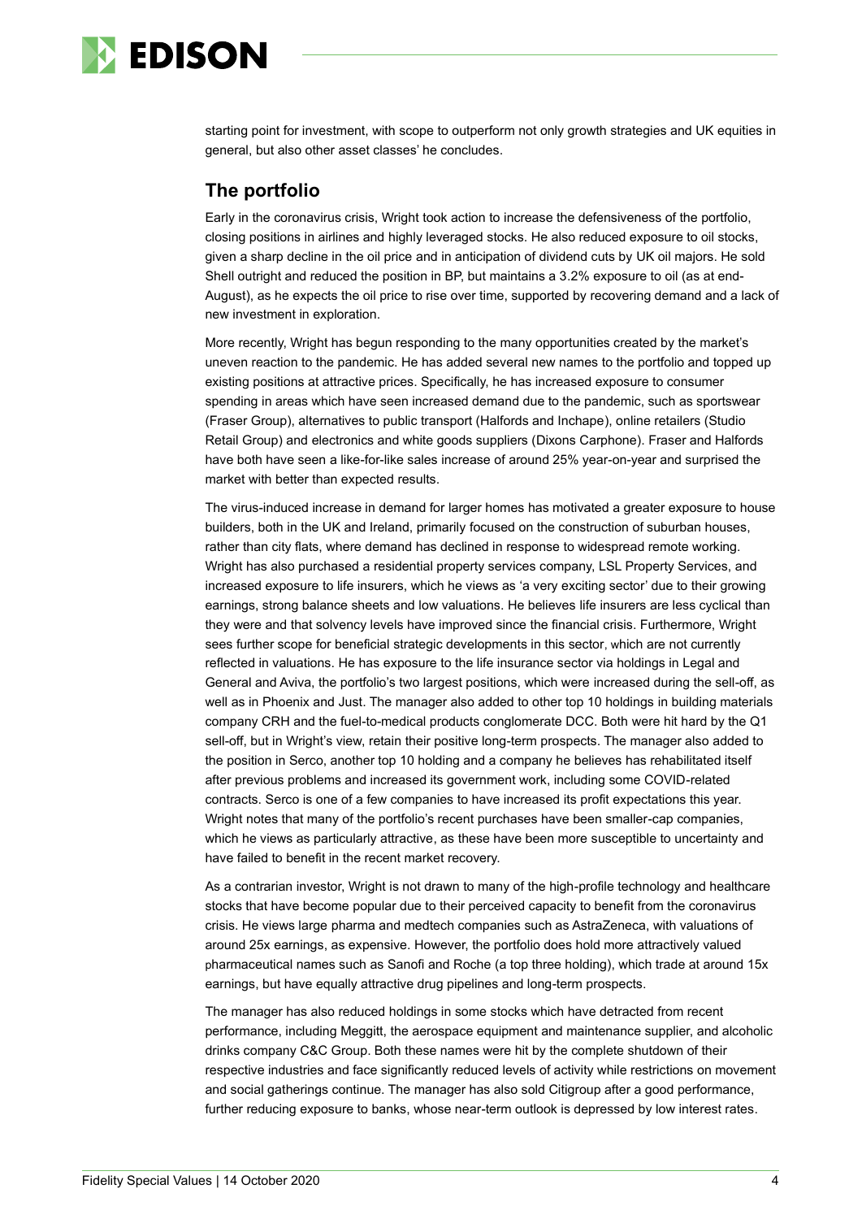starting point for investment, with scope to outperform not only growth strategies and UK equities in general, but also other asset classes' he concludes.

## The portfolio

Early in the coronavirus crisis, Wright took action to increase the defensiveness of the portfolio, closing positions in airlines and highly leveraged stocks. He also reduced exposure to oil stocks, given a sharp decline in the oil price and in anticipation of dividend cuts by UK oil majors. He sold Shell outright and reduced the position in BP, but maintains a 3.2% exposure to oil (as at end-August), as he expects the oil price to rise over time, supported by recovering demand and a lack of new investment in exploration.

More recently, Wright has begun responding to the many opportunities created by the market's uneven reaction to the pandemic. He has added several new names to the portfolio and topped up existing positions at attractive prices. Specifically, he has increased exposure to consumer spending in areas which have seen increased demand due to the pandemic, such as sportswear (Fraser Group), alternatives to public transport (Halfords and Inchape), online retailers (Studio Retail Group) and electronics and white goods suppliers (Dixons Carphone). Fraser and Halfords have both have seen a like-for-like sales increase of around 25% year-on-year and surprised the market with better than expected results.

The virus-induced increase in demand for larger homes has motivated a greater exposure to house builders, both in the UK and Ireland, primarily focused on the construction of suburban houses, rather than city flats, where demand has declined in response to widespread remote working. Wright has also purchased a residential property services company, LSL Property Services, and increased exposure to life insurers, which he views as 'a very exciting sector' due to their growing earnings, strong balance sheets and low valuations. He believes life insurers are less cyclical than they were and that solvency levels have improved since the financial crisis. Furthermore, Wright sees further scope for beneficial strategic developments in this sector, which are not currently reflected in valuations. He has exposure to the life insurance sector via holdings in Legal and General and Aviva, the portfolio's two largest positions, which were increased during the sell-off, as well as in Phoenix and Just. The manager also added to other top 10 holdings in building materials company CRH and the fuel-to-medical products conglomerate DCC. Both were hit hard by the Q1 sell-off, but in Wright's view, retain their positive long-term prospects. The manager also added to the position in Serco, another top 10 holding and a company he believes has rehabilitated itself after previous problems and increased its government work, including some COVID-related contracts. Serco is one of a few companies to have increased its profit expectations this year. Wright notes that many of the portfolio's recent purchases have been smaller-cap companies, which he views as particularly attractive, as these have been more susceptible to uncertainty and have failed to benefit in the recent market recovery.

As a contrarian investor, Wright is not drawn to many of the high-profile technology and healthcare stocks that have become popular due to their perceived capacity to benefit from the coronavirus crisis. He views large pharma and medtech companies such as AstraZeneca, with valuations of around 25x earnings, as expensive. However, the portfolio does hold more attractively valued pharmaceutical names such as Sanofi and Roche (a top three holding), which trade at around 15x earnings, but have equally attractive drug pipelines and long-term prospects.

The manager has also reduced holdings in some stocks which have detracted from recent performance, including Meggitt, the aerospace equipment and maintenance supplier, and alcoholic drinks company C&C Group. Both these names were hit by the complete shutdown of their respective industries and face significantly reduced levels of activity while restrictions on movement and social gatherings continue. The manager has also sold Citigroup after a good performance, further reducing exposure to banks, whose near-term outlook is depressed by low interest rates.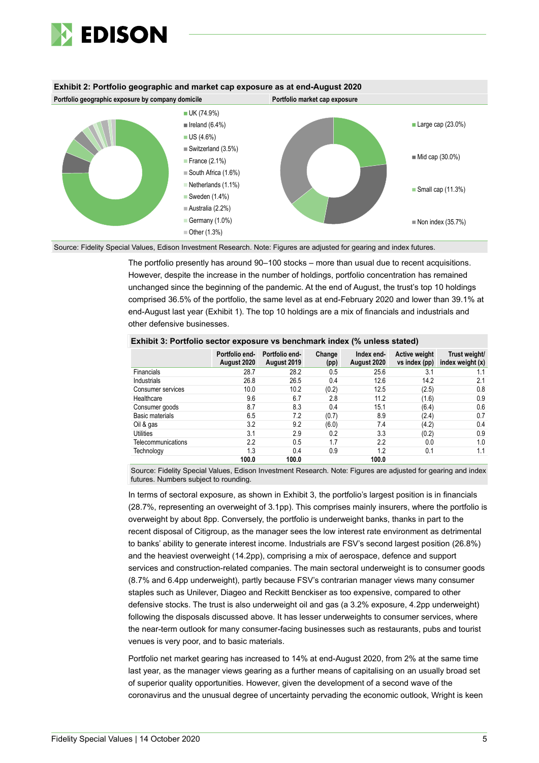**Exhibit 2: Portfolio geographic and market cap exposure as at end-August 2020**

**Portfolio geographic exposure by company domicile**

- UK (74.9%)
- Ireland (6.4%)
- US (4.6%)
- Switzerland (3.5%)
- France (2.1%)
- South Africa (1.6%)
- Netherlands (1.1%)
- Sweden (1.4%)
- Australia (2.2%)
- Germany (1.0%)
- Other (1.3%)

**Portfolio market cap exposure**

- Large cap (23.0%)
- Mid cap (30.0%)
- Small cap (11.3%)
- Non index (35.7%)

Source: Fidelity Special Values, Edison Investment Research. Note: Figures are adjusted for gearing and index futures.

The portfolio presently has around 90–100 stocks – more than usual due to recent acquisitions. However, despite the increase in the number of holdings, portfolio concentration has remained unchanged since the beginning of the pandemic. At the end of August, the trust's top 10 holdings comprised 36.5% of the portfolio, the same level as at end-February 2020 and lower than 39.1% at end-August last year (Exhibit 1). The top 10 holdings are a mix of financials and industrials and other defensive businesses.

**Exhibit 3: Portfolio sector exposure vs benchmark index (% unless stated)**

| | Portfolio end-August 2020 | Portfolio end-August 2019 | Change (pp) | Index end-August 2020 | Active weight vs index (pp) | Trust weight/ index weight (x) |
|---|---|---|---|---|---|---|
| Financials | 28.7 | 28.2 | 0.5 | 25.6 | 3.1 | 1.1 |
| Industrials | 26.8 | 26.5 | 0.4 | 12.6 | 14.2 | 2.1 |
| Consumer services | 10.0 | 10.2 | (0.2) | 12.5 | (2.5) | 0.8 |
| Healthcare | 9.6 | 6.7 | 2.8 | 11.2 | (1.6) | 0.9 |
| Consumer goods | 8.7 | 8.3 | 0.4 | 15.1 | (6.4) | 0.6 |
| Basic materials | 6.5 | 7.2 | (0.7) | 8.9 | (2.4) | 0.7 |
| Oil & gas | 3.2 | 9.2 | (6.0) | 7.4 | (4.2) | 0.4 |
| Utilities | 3.1 | 2.9 | 0.2 | 3.3 | (0.2) | 0.9 |
| Telecommunications | 2.2 | 0.5 | 1.7 | 2.2 | 0.0 | 1.0 |
| Technology | 1.3 | 0.4 | 0.9 | 1.2 | 0.1 | 1.1 |
| | **100.0** | **100.0** | | **100.0** | | |

Source: Fidelity Special Values, Edison Investment Research. Note: Figures are adjusted for gearing and index futures. Numbers subject to rounding.

In terms of sectoral exposure, as shown in Exhibit 3, the portfolio's largest position is in financials (28.7%, representing an overweight of 3.1pp). This comprises mainly insurers, where the portfolio is overweight by about 8pp. Conversely, the portfolio is underweight banks, thanks in part to the recent disposal of Citigroup, as the manager sees the low interest rate environment as detrimental to banks' ability to generate interest income. Industrials are FSV's second largest position (26.8%) and the heaviest overweight (14.2pp), comprising a mix of aerospace, defence and support services and construction-related companies. The main sectoral underweight is to consumer goods (8.7% and 6.4pp underweight), partly because FSV's contrarian manager views many consumer staples such as Unilever, Diageo and Reckitt Benckiser as too expensive, compared to other defensive stocks. The trust is also underweight oil and gas (a 3.2% exposure, 4.2pp underweight) following the disposals discussed above. It has lesser underweights to consumer services, where the near-term outlook for many consumer-facing businesses such as restaurants, pubs and tourist venues is very poor, and to basic materials.

Portfolio net market gearing has increased to 14% at end-August 2020, from 2% at the same time last year, as the manager views gearing as a further means of capitalising on an usually broad set of superior quality opportunities. However, given the development of a second wave of the coronavirus and the unusual degree of uncertainty pervading the economic outlook, Wright is keen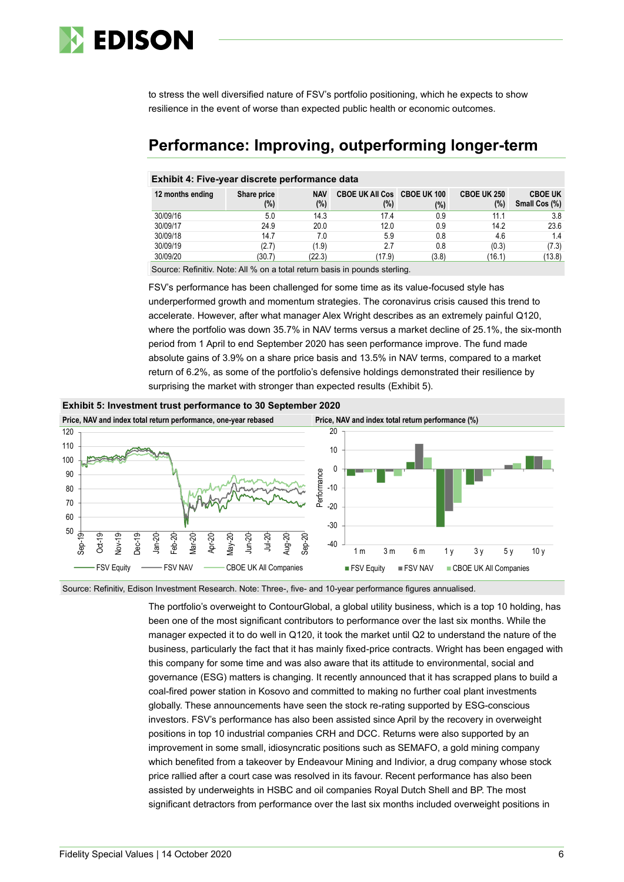to stress the well diversified nature of FSV's portfolio positioning, which he expects to show resilience in the event of worse than expected public health or economic outcomes.

## Performance: Improving, outperforming longer-term

**Exhibit 4: Five-year discrete performance data**

| 12 months ending | Share price (%) | NAV (%) | CBOE UK All Cos (%) | CBOE UK 100 (%) | CBOE UK 250 (%) | CBOE UK Small Cos (%) |
|---|---|---|---|---|---|---|
| 30/09/16 | 5.0 | 14.3 | 17.4 | 0.9 | 11.1 | 3.8 |
| 30/09/17 | 24.9 | 20.0 | 12.0 | 0.9 | 14.2 | 23.6 |
| 30/09/18 | 14.7 | 7.0 | 5.9 | 0.8 | 4.6 | 1.4 |
| 30/09/19 | (2.7) | (1.9) | 2.7 | 0.8 | (0.3) | (7.3) |
| 30/09/20 | (30.7) | (22.3) | (17.9) | (3.8) | (16.1) | (13.8) |

Source: Refinitiv. Note: All % on a total return basis in pounds sterling.

FSV's performance has been challenged for some time as its value-focused style has underperformed growth and momentum strategies. The coronavirus crisis caused this trend to accelerate. However, after what manager Alex Wright describes as an extremely painful Q120, where the portfolio was down 35.7% in NAV terms versus a market decline of 25.1%, the six-month period from 1 April to end September 2020 has seen performance improve. The fund made absolute gains of 3.9% on a share price basis and 13.5% in NAV terms, compared to a market return of 6.2%, as some of the portfolio's defensive holdings demonstrated their resilience by surprising the market with stronger than expected results (Exhibit 5).

**Exhibit 5: Investment trust performance to 30 September 2020**

Price, NAV and index total return performance, one-year rebased | Price, NAV and index total return performance (%)

Source: Refinitiv, Edison Investment Research. Note: Three-, five- and 10-year performance figures annualised.

The portfolio's overweight to ContourGlobal, a global utility business, which is a top 10 holding, has been one of the most significant contributors to performance over the last six months. While the manager expected it to do well in Q120, it took the market until Q2 to understand the nature of the business, particularly the fact that it has mainly fixed-price contracts. Wright has been engaged with this company for some time and was also aware that its attitude to environmental, social and governance (ESG) matters is changing. It recently announced that it has scrapped plans to build a coal-fired power station in Kosovo and committed to making no further coal plant investments globally. These announcements have seen the stock re-rating supported by ESG-conscious investors. FSV's performance has also been assisted since April by the recovery in overweight positions in top 10 industrial companies CRH and DCC. Returns were also supported by an improvement in some small, idiosyncratic positions such as SEMAFO, a gold mining company which benefited from a takeover by Endeavour Mining and Indivior, a drug company whose stock price rallied after a court case was resolved in its favour. Recent performance has also been assisted by underweights in HSBC and oil companies Royal Dutch Shell and BP. The most significant detractors from performance over the last six months included overweight positions in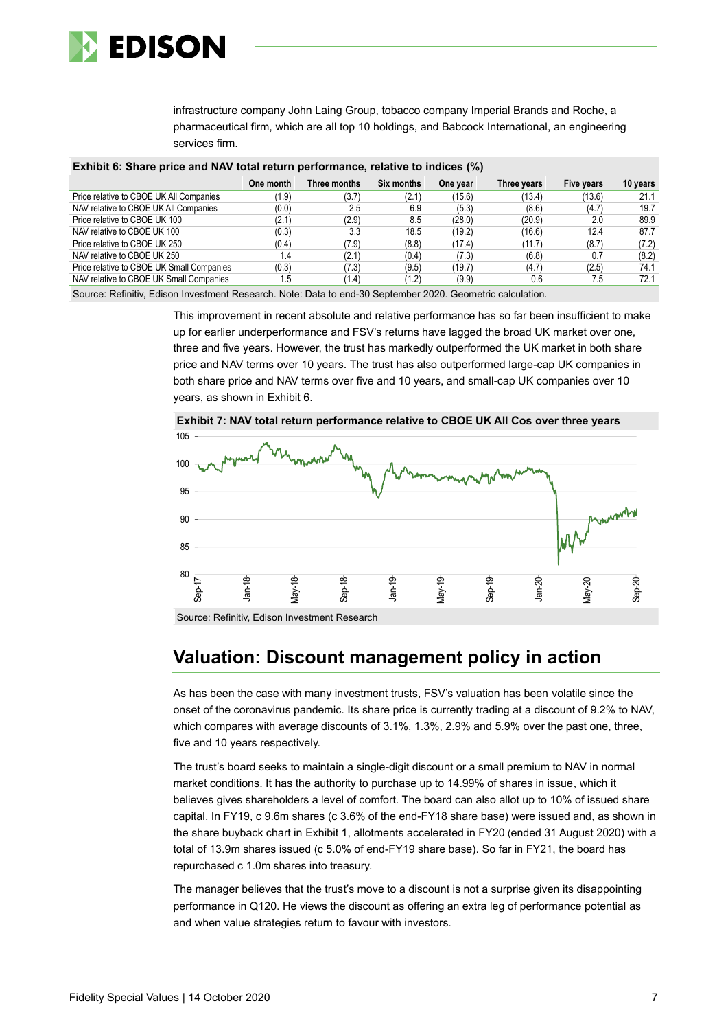infrastructure company John Laing Group, tobacco company Imperial Brands and Roche, a pharmaceutical firm, which are all top 10 holdings, and Babcock International, an engineering services firm.

**Exhibit 6: Share price and NAV total return performance, relative to indices (%)**

| | One month | Three months | Six months | One year | Three years | Five years | 10 years |
|---|---|---|---|---|---|---|---|
| Price relative to CBOE UK All Companies | (1.9) | (3.7) | (2.1) | (15.6) | (13.4) | (13.6) | 21.1 |
| NAV relative to CBOE UK All Companies | (0.0) | 2.5 | 6.9 | (5.3) | (8.6) | (4.7) | 19.7 |
| Price relative to CBOE UK 100 | (2.1) | (2.9) | 8.5 | (28.0) | (20.9) | 2.0 | 89.9 |
| NAV relative to CBOE UK 100 | (0.3) | 3.3 | 18.5 | (19.2) | (16.6) | 12.4 | 87.7 |
| Price relative to CBOE UK 250 | (0.4) | (7.9) | (8.8) | (17.4) | (11.7) | (8.7) | (7.2) |
| NAV relative to CBOE UK 250 | 1.4 | (2.1) | (0.4) | (7.3) | (6.8) | 0.7 | (8.2) |
| Price relative to CBOE UK Small Companies | (0.3) | (7.3) | (9.5) | (19.7) | (4.7) | (2.5) | 74.1 |
| NAV relative to CBOE UK Small Companies | 1.5 | (1.4) | (1.2) | (9.9) | 0.6 | 7.5 | 72.1 |

Source: Refinitiv, Edison Investment Research. Note: Data to end-30 September 2020. Geometric calculation.

This improvement in recent absolute and relative performance has so far been insufficient to make up for earlier underperformance and FSV's returns have lagged the broad UK market over one, three and five years. However, the trust has markedly outperformed the UK market in both share price and NAV terms over 10 years. The trust has also outperformed large-cap UK companies in both share price and NAV terms over five and 10 years, and small-cap UK companies over 10 years, as shown in Exhibit 6.

**Exhibit 7: NAV total return performance relative to CBOE UK All Cos over three years**

Source: Refinitiv, Edison Investment Research

## Valuation: Discount management policy in action

As has been the case with many investment trusts, FSV's valuation has been volatile since the onset of the coronavirus pandemic. Its share price is currently trading at a discount of 9.2% to NAV, which compares with average discounts of 3.1%, 1.3%, 2.9% and 5.9% over the past one, three, five and 10 years respectively.

The trust's board seeks to maintain a single-digit discount or a small premium to NAV in normal market conditions. It has the authority to purchase up to 14.99% of shares in issue, which it believes gives shareholders a level of comfort. The board can also allot up to 10% of issued share capital. In FY19, c 9.6m shares (c 3.6% of the end-FY18 share base) were issued and, as shown in the share buyback chart in Exhibit 1, allotments accelerated in FY20 (ended 31 August 2020) with a total of 13.9m shares issued (c 5.0% of end-FY19 share base). So far in FY21, the board has repurchased c 1.0m shares into treasury.

The manager believes that the trust's move to a discount is not a surprise given its disappointing performance in Q120. He views the discount as offering an extra leg of performance potential as and when value strategies return to favour with investors.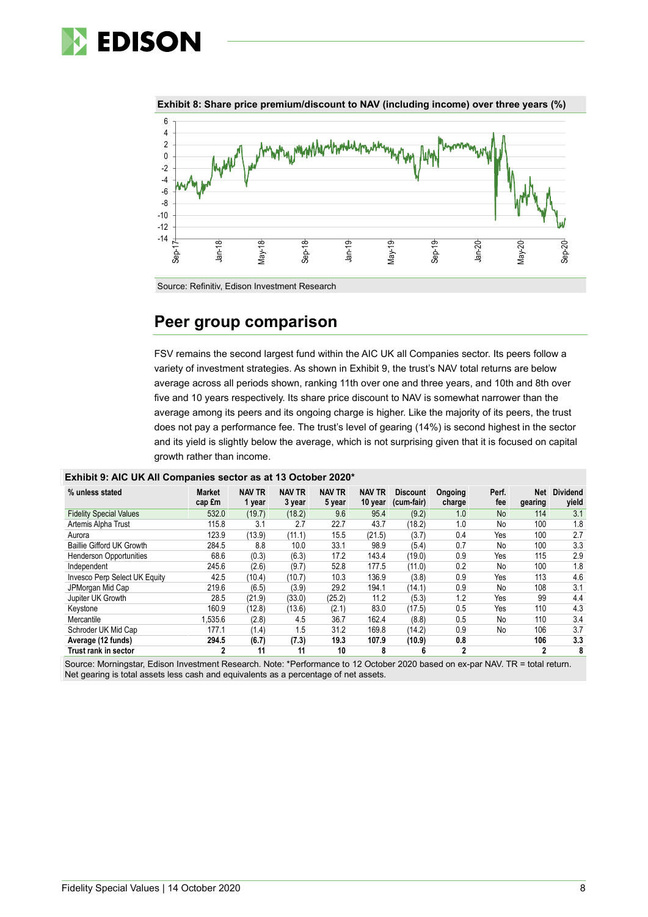**Exhibit 8: Share price premium/discount to NAV (including income) over three years (%)**

Source: Refinitiv, Edison Investment Research

## Peer group comparison

FSV remains the second largest fund within the AIC UK all Companies sector. Its peers follow a variety of investment strategies. As shown in Exhibit 9, the trust's NAV total returns are below average across all periods shown, ranking 11th over one and three years, and 10th and 8th over five and 10 years respectively. Its share price discount to NAV is somewhat narrower than the average among its peers and its ongoing charge is higher. Like the majority of its peers, the trust does not pay a performance fee. The trust's level of gearing (14%) is second highest in the sector and its yield is slightly below the average, which is not surprising given that it is focused on capital growth rather than income.

**Exhibit 9: AIC UK All Companies sector as at 13 October 2020***

| % unless stated | Market cap £m | NAV TR 1 year | NAV TR 3 year | NAV TR 5 year | NAV TR 10 year | Discount (cum-fair) | Ongoing charge | Perf. fee | Net gearing | Dividend yield |
|---|---|---|---|---|---|---|---|---|---|---|
| Fidelity Special Values | 532.0 | (19.7) | (18.2) | 9.6 | 95.4 | (9.2) | 1.0 | No | 114 | 3.1 |
| Artemis Alpha Trust | 115.8 | 3.1 | 2.7 | 22.7 | 43.7 | (18.2) | 1.0 | No | 100 | 1.8 |
| Aurora | 123.9 | (13.9) | (11.1) | 15.5 | (21.5) | (3.7) | 0.4 | Yes | 100 | 2.7 |
| Baillie Gifford UK Growth | 284.5 | 8.8 | 10.0 | 33.1 | 98.9 | (5.4) | 0.7 | No | 100 | 3.3 |
| Henderson Opportunities | 68.6 | (0.3) | (6.3) | 17.2 | 143.4 | (19.0) | 0.9 | Yes | 115 | 2.9 |
| Independent | 245.6 | (2.6) | (9.7) | 52.8 | 177.5 | (11.0) | 0.2 | No | 100 | 1.8 |
| Invesco Perp Select UK Equity | 42.5 | (10.4) | (10.7) | 10.3 | 136.9 | (3.8) | 0.9 | Yes | 113 | 4.6 |
| JPMorgan Mid Cap | 219.6 | (6.5) | (3.9) | 29.2 | 194.1 | (14.1) | 0.9 | No | 108 | 3.1 |
| Jupiter UK Growth | 28.5 | (21.9) | (33.0) | (25.2) | 11.2 | (5.3) | 1.2 | Yes | 99 | 4.4 |
| Keystone | 160.9 | (12.8) | (13.6) | (2.1) | 83.0 | (17.5) | 0.5 | Yes | 110 | 4.3 |
| Mercantile | 1,535.6 | (2.8) | 4.5 | 36.7 | 162.4 | (8.8) | 0.5 | No | 110 | 3.4 |
| Schroder UK Mid Cap | 177.1 | (1.4) | 1.5 | 31.2 | 169.8 | (14.2) | 0.9 | No | 106 | 3.7 |
| **Average (12 funds)** | **294.5** | **(6.7)** | **(7.3)** | **19.3** | **107.9** | **(10.9)** | **0.8** | | **106** | **3.3** |
| **Trust rank in sector** | **2** | **11** | **11** | **10** | **8** | **6** | **2** | | **2** | **8** |

Source: Morningstar, Edison Investment Research. Note: *Performance to 12 October 2020 based on ex-par NAV. TR = total return. Net gearing is total assets less cash and equivalents as a percentage of net assets.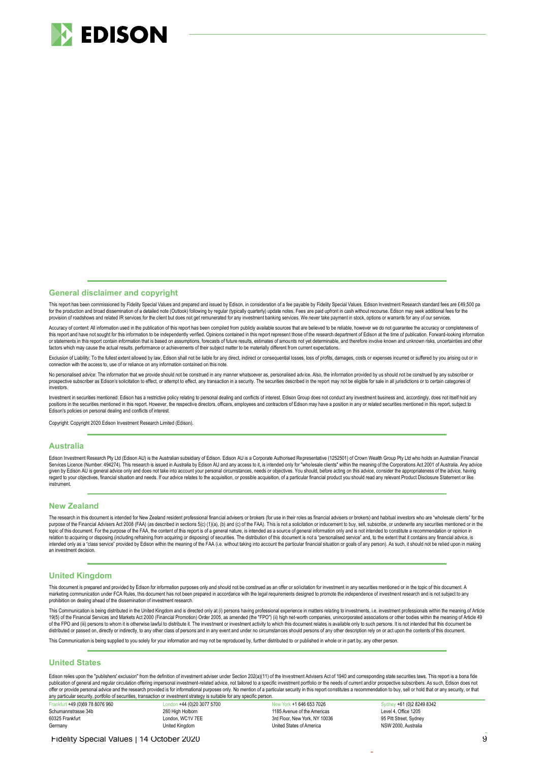## General disclaimer and copyright

This report has been commissioned by Fidelity Special Values and prepared and issued by Edison, in consideration of a fee payable by Fidelity Special Values. Edison Investment Research standard fees are £49,500 pa for the production and broad dissemination of a detailed note (Outlook) following by regular (typically quarterly) update notes. Fees are paid upfront in cash without recourse. Edison may seek additional fees for the provision of roadshows and related IR services for the client but does not get remunerated for any investment banking services. We never take payment in stock, options or warrants for any of our services.

Accuracy of content: All information used in the publication of this report has been compiled from publicly available sources that are believed to be reliable, however we do not guarantee the accuracy or completeness of this report and have not sought for this information to be independently verified. Opinions contained in this report represent those of the research department of Edison at the time of publication. Forward-looking information or statements in this report contain information that is based on assumptions, forecasts of future results, estimates of amounts not yet determinable, and therefore involve known and unknown risks, uncertainties and other factors which may cause the actual results, performance or achievements of their subject matter to be materially different from current expectations.

Exclusion of Liability: To the fullest extent allowed by law, Edison shall not be liable for any direct, indirect or consequential losses, loss of profits, damages, costs or expenses incurred or suffered by you arising out or in connection with the access to, use of or reliance on any information contained on this note.

No personalised advice: The information that we provide should not be construed in any manner whatsoever as, personalised advice. Also, the information provided by us should not be construed by any subscriber or prospective subscriber as Edison's solicitation to effect, or attempt to effect, any transaction in a security. The securities described in the report may not be eligible for sale in all jurisdictions or to certain categories of investors.

Investment in securities mentioned: Edison has a restrictive policy relating to personal dealing and conflicts of interest. Edison Group does not conduct any investment business and, accordingly, does not itself hold any positions in the securities mentioned in this report. However, the respective directors, officers, employees and contractors of Edison may have a position in any or related securities mentioned in this report, subject to Edison's policies on personal dealing and conflicts of interest.

Copyright: Copyright 2020 Edison Investment Research Limited (Edison).

## Australia

Edison Investment Research Pty Ltd (Edison AU) is the Australian subsidiary of Edison. Edison AU is a Corporate Authorised Representative (1252501) of Crown Wealth Group Pty Ltd who holds an Australian Financial Services Licence (Number: 494274). This research is issued in Australia by Edison AU and any access to it, is intended only for "wholesale clients" within the meaning of the Corporations Act 2001 of Australia. Any advice given by Edison AU is general advice only and does not take into account your personal circumstances, needs or objectives. You should, before acting on this advice, consider the appropriateness of the advice, having regard to your objectives, financial situation and needs. If our advice relates to the acquisition, or possible acquisition, of a particular financial product you should read any relevant Product Disclosure Statement or like instrument.

## New Zealand

The research in this document is intended for New Zealand resident professional financial advisers or brokers (for use in their roles as financial advisers or brokers) and habitual investors who are "wholesale clients" for the purpose of the Financial Advisers Act 2008 (FAA) (as described in sections 5(c) (1)(a), (b) and (c) of the FAA). This is not a solicitation or inducement to buy, sell, subscribe, or underwrite any securities mentioned or in the topic of this document. For the purpose of the FAA, the content of this report is of a general nature, is intended as a source of general information only and is not intended to constitute a recommendation or opinion in relation to acquiring or disposing (including refraining from acquiring or disposing) of securities. The distribution of this document is not a "personalised service" and, to the extent that it contains any financial advice, is intended only as a "class service" provided by Edison within the meaning of the FAA (i.e. without taking into account the particular financial situation or goals of any person). As such, it should not be relied upon in making an investment decision.

## United Kingdom

This document is prepared and provided by Edison for information purposes only and should not be construed as an offer or solicitation for investment in any securities mentioned or in the topic of this document. A marketing communication under FCA Rules, this document has not been prepared in accordance with the legal requirements designed to promote the independence of investment research and is not subject to any prohibition on dealing ahead of the dissemination of investment research.

This Communication is being distributed in the United Kingdom and is directed only at (i) persons having professional experience in matters relating to investments, i.e. investment professionals within the meaning of Article 19(5) of the Financial Services and Markets Act 2000 (Financial Promotion) Order 2005, as amended (the "FPO") (ii) high net-worth companies, unincorporated associations or other bodies within the meaning of Article 49 of the FPO and (iii) persons to whom it is otherwise lawful to distribute it. The investment or investment activity to which this document relates is available only to such persons. It is not intended that this document be distributed or passed on, directly or indirectly, to any other class of persons and in any event and under no circumstances should persons of any other description rely on or act upon the contents of this document.

This Communication is being supplied to you solely for your information and may not be reproduced by, further distributed to or published in whole or in part by, any other person.

## United States

Edison relies upon the "publishers' exclusion" from the definition of investment adviser under Section 202(a)(11) of the Investment Advisers Act of 1940 and corresponding state securities laws. This report is a bona fide publication of general and regular circulation offering impersonal investment-related advice, not tailored to a specific investment portfolio or the needs of current and/or prospective subscribers. As such, Edison does not offer or provide personal advice and the research provided is for informational purposes only. No mention of a particular security in this report constitutes a recommendation to buy, sell or hold that or any security, or that any particular security, portfolio of securities, transaction or investment strategy is suitable for any specific person.

| | | | |
|---|---|---|---|
| Frankfurt +49 (0)69 78 8076 960 | London +44 (0)20 3077 5700 | New York +1 646 653 7026 | Sydney +61 (0)2 8249 8342 |
| Schumannstrasse 34b | 280 High Holborn | 1185 Avenue of the Americas | Level 4, Office 1205 |
| 60325 Frankfurt | London, WC1V 7EE | 3rd Floor, New York, NY 10036 | 95 Pitt Street, Sydney |
| Germany | United Kingdom | United States of America | NSW 2000, Australia |